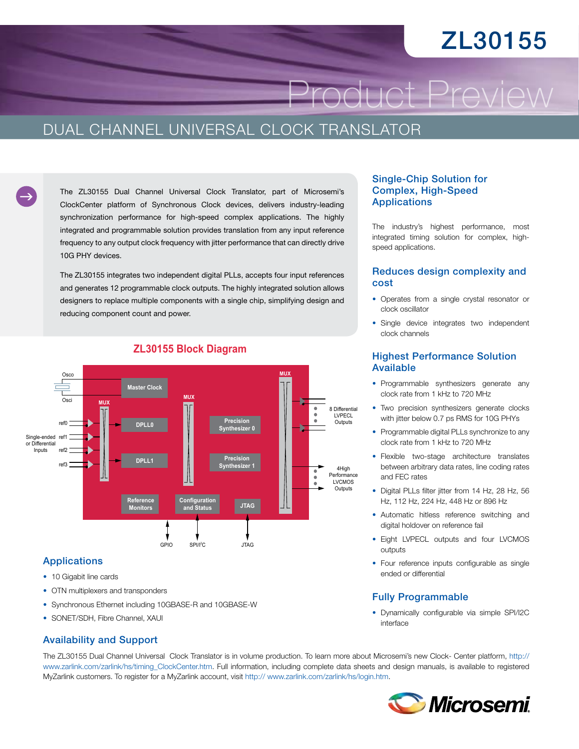# ZL30155

Product Preview

## DUAL CHANNEL UNIVERSAL CLOCK TRANSLATOR

The ZL30155 Dual Channel Universal Clock Translator, part of Microsemi's ClockCenter platform of Synchronous Clock devices, delivers industry-leading synchronization performance for high-speed complex applications. The highly integrated and programmable solution provides translation from any input reference frequency to any output clock frequency with jitter performance that can directly drive 10G PHY devices.

The ZL30155 integrates two independent digital PLLs, accepts four input references and generates 12 programmable clock outputs. The highly integrated solution allows designers to replace multiple components with a single chip, simplifying design and reducing component count and power.

### ZL30155 Block Diagram

Osco, Osci, Master Clock, MUX, ref0, ref1, ref2, ref3, Single-ended or Differential Inputs, DPLL0, DPLL1, Precision Synthesizer 0, Precision Synthesizer 1, 8 Differential LVPECL Outputs, 4High Performance LVCMOS Outputs, Reference Monitors, Configuration and Status, JTAG, GPIO, SPI/I²C, JTAG

## Applications

- 10 Gigabit line cards
- OTN multiplexers and transponders
- Synchronous Ethernet including 10GBASE-R and 10GBASE-W
- SONET/SDH, Fibre Channel, XAUI

## Single-Chip Solution for Complex, High-Speed Applications

The industry's highest performance, most integrated timing solution for complex, high-speed applications.

## Reduces design complexity and cost

- Operates from a single crystal resonator or clock oscillator
- Single device integrates two independent clock channels

## Highest Performance Solution Available

- Programmable synthesizers generate any clock rate from 1 kHz to 720 MHz
- Two precision synthesizers generate clocks with jitter below 0.7 ps RMS for 10G PHYs
- Programmable digital PLLs synchronize to any clock rate from 1 kHz to 720 MHz
- Flexible two-stage architecture translates between arbitrary data rates, line coding rates and FEC rates
- Digital PLLs filter jitter from 14 Hz, 28 Hz, 56 Hz, 112 Hz, 224 Hz, 448 Hz or 896 Hz
- Automatic hitless reference switching and digital holdover on reference fail
- Eight LVPECL outputs and four LVCMOS outputs
- Four reference inputs configurable as single ended or differential

## Fully Programmable

- Dynamically configurable via simple SPI/I2C interface

## Availability and Support

The ZL30155 Dual Channel Universal Clock Translator is in volume production. To learn more about Microsemi's new Clock- Center platform, http:// www.zarlink.com/zarlink/hs/timing_ClockCenter.htm. Full information, including complete data sheets and design manuals, is available to registered MyZarlink customers. To register for a MyZarlink account, visit http:// www.zarlink.com/zarlink/hs/login.htm.

Microsemi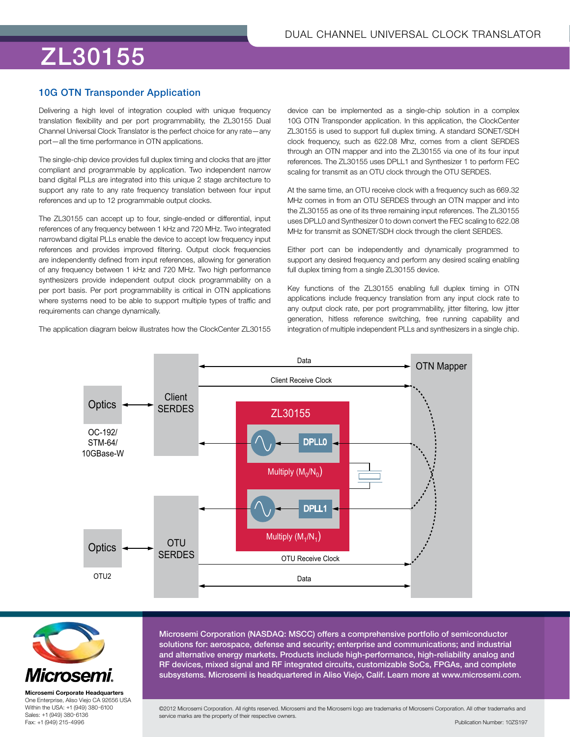# ZL30155

DUAL CHANNEL UNIVERSAL CLOCK TRANSLATOR

## 10G OTN Transponder Application

Delivering a high level of integration coupled with unique frequency translation flexibility and per port programmability, the ZL30155 Dual Channel Universal Clock Translator is the perfect choice for any rate—any port—all the time performance in OTN applications.

The single-chip device provides full duplex timing and clocks that are jitter compliant and programmable by application. Two independent narrow band digital PLLs are integrated into this unique 2 stage architecture to support any rate to any rate frequency translation between four input references and up to 12 programmable output clocks.

The ZL30155 can accept up to four, single-ended or differential, input references of any frequency between 1 kHz and 720 MHz. Two integrated narrowband digital PLLs enable the device to accept low frequency input references and provides improved filtering. Output clock frequencies are independently defined from input references, allowing for generation of any frequency between 1 kHz and 720 MHz. Two high performance synthesizers provide independent output clock programmability on a per port basis. Per port programmability is critical in OTN applications where systems need to be able to support multiple types of traffic and requirements can change dynamically.

The application diagram below illustrates how the ClockCenter ZL30155 device can be implemented as a single-chip solution in a complex 10G OTN Transponder application. In this application, the ClockCenter ZL30155 is used to support full duplex timing. A standard SONET/SDH clock frequency, such as 622.08 Mhz, comes from a client SERDES through an OTN mapper and into the ZL30155 via one of its four input references. The ZL30155 uses DPLL1 and Synthesizer 1 to perform FEC scaling for transmit as an OTU clock through the OTU SERDES.

At the same time, an OTU receive clock with a frequency such as 669.32 MHz comes in from an OTU SERDES through an OTN mapper and into the ZL30155 as one of its three remaining input references. The ZL30155 uses DPLL0 and Synthesizer 0 to down convert the FEC scaling to 622.08 MHz for transmit as SONET/SDH clock through the client SERDES.

Either port can be independently and dynamically programmed to support any desired frequency and perform any desired scaling enabling full duplex timing from a single ZL30155 device.

Key functions of the ZL30155 enabling full duplex timing in OTN applications include frequency translation from any input clock rate to any output clock rate, per port programmability, jitter filtering, low jitter generation, hitless reference switching, free running capability and integration of multiple independent PLLs and synthesizers in a single chip.

Data
OTN Mapper
Client Receive Clock
Optics
Client SERDES
OC-192/
STM-64/
10GBase-W
ZL30155
DPLL0
Multiply ($M_0/N_0$)
DPLL1
Multiply ($M_1/N_1$)
Optics
OTU SERDES
OTU2
OTU Receive Clock
Data

Microsemi Corporate Headquarters
One Enterprise, Aliso Viejo CA 92656 USA
Within the USA: +1 (949) 380-6100
Sales: +1 (949) 380-6136
Fax: +1 (949) 215-4996

Microsemi Corporation (NASDAQ: MSCC) offers a comprehensive portfolio of semiconductor solutions for: aerospace, defense and security; enterprise and communications; and industrial and alternative energy markets. Products include high-performance, high-reliability analog and RF devices, mixed signal and RF integrated circuits, customizable SoCs, FPGAs, and complete subsystems. Microsemi is headquartered in Aliso Viejo, Calif. Learn more at www.microsemi.com.

©2012 Microsemi Corporation. All rights reserved. Microsemi and the Microsemi logo are trademarks of Microsemi Corporation. All other trademarks and service marks are the property of their respective owners.

Publication Number: 10ZS197